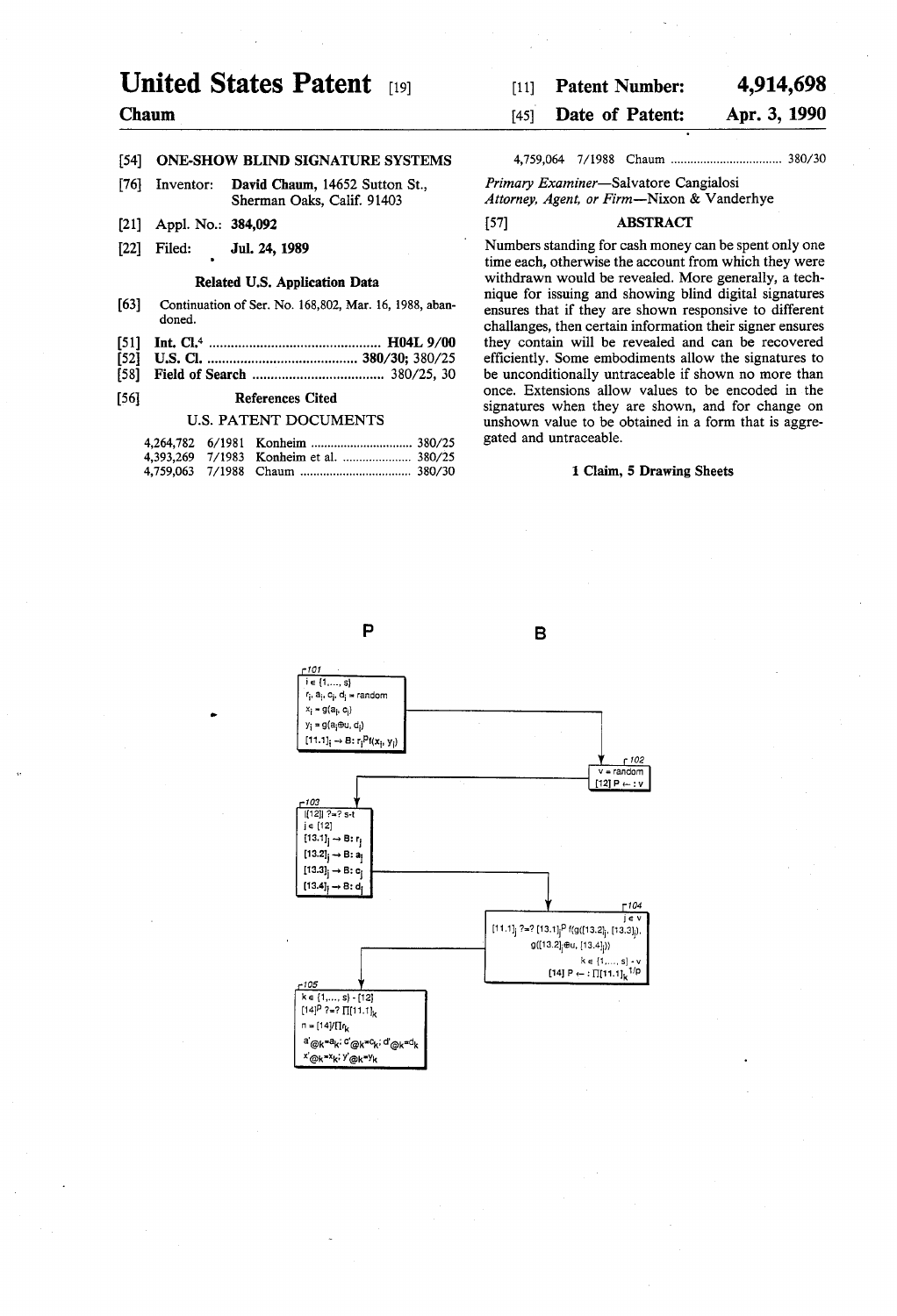# United States Patent [19]

**Chaum**

[11] **Patent Number: 4,914,698**

[45] **Date of Patent: Apr. 3, 1990**

[54] **ONE-SHOW BLIND SIGNATURE SYSTEMS**

[76] Inventor: **David Chaum**, 14652 Sutton St., Sherman Oaks, Calif. 91403

[21] Appl. No.: **384,092**

[22] Filed: **Jul. 24, 1989**

### Related U.S. Application Data

[63] Continuation of Ser. No. 168,802, Mar. 16, 1988, abandoned.

[51] **Int. Cl.⁴** ............................................. **H04L 9/00**

[52] **U.S. Cl.** ......................................... **380/30; 380/25**

[58] **Field of Search** .................................... 380/25, 30

### [56] References Cited

U.S. PATENT DOCUMENTS

| | | | |
|---|---|---|---|
| 4,264,782 | 6/1981 | Konheim | 380/25 |
| 4,393,269 | 7/1983 | Konheim et al. | 380/25 |
| 4,759,063 | 7/1988 | Chaum | 380/30 |
| 4,759,064 | 7/1988 | Chaum | 380/30 |

*Primary Examiner*—Salvatore Cangialosi
*Attorney, Agent, or Firm*—Nixon & Vanderhye

### [57] ABSTRACT

Numbers standing for cash money can be spent only one time each, otherwise the account from which they were withdrawn would be revealed. More generally, a technique for issuing and showing blind digital signatures ensures that if they are shown responsive to different challanges, then certain information their signer ensures they contain will be revealed and can be recovered efficiently. Some embodiments allow the signatures to be unconditionally untraceable if shown no more than once. Extensions allow values to be encoded in the signatures when they are shown, and for change on unshown value to be obtained in a form that is aggregated and untraceable.

**1 Claim, 5 Drawing Sheets**

P B

101:
$i \in \{1,\ldots,s\}$
$r_i, a_i, c_i, d_i$ = random
$x_i = g(a_i, c_i)$
$y_i = g(a_i \oplus u, d_i)$
$[11.1]_i \rightarrow B: r_i^P f(x_i, y_i)$

102:
v = random
$[12]\ P \leftarrow: v$

103:
$|[12]|\ ?=?\ s\text{-}t$
$j \in [12]$
$[13.1]_j \rightarrow B: r_j$
$[13.2]_j \rightarrow B: a_j$
$[13.3]_j \rightarrow B: c_j$
$[13.4]_j \rightarrow B: d_j$

104:
$j \in v$
$[11.1]_j\ ?=?\ [13.1]_j^P f(g([13.2]_j, [13.3]_j), g([13.2]_j \oplus u, [13.4]_j))$
$k \in \{1,\ldots,s\} - v$
$[14]\ P \leftarrow: \Pi[11.1]_k^{1/P}$

105:
$k \in \{1,\ldots,s\} - [12]$
$[14]^P\ ?=?\ \Pi[11.1]_k$
$n = [14]/\Pi r_k$
$a'_{@k}=a_k;\ c'_{@k}=c_k;\ d'_{@k}=d_k$
$x'_{@k}=x_k;\ y'_{@k}=y_k$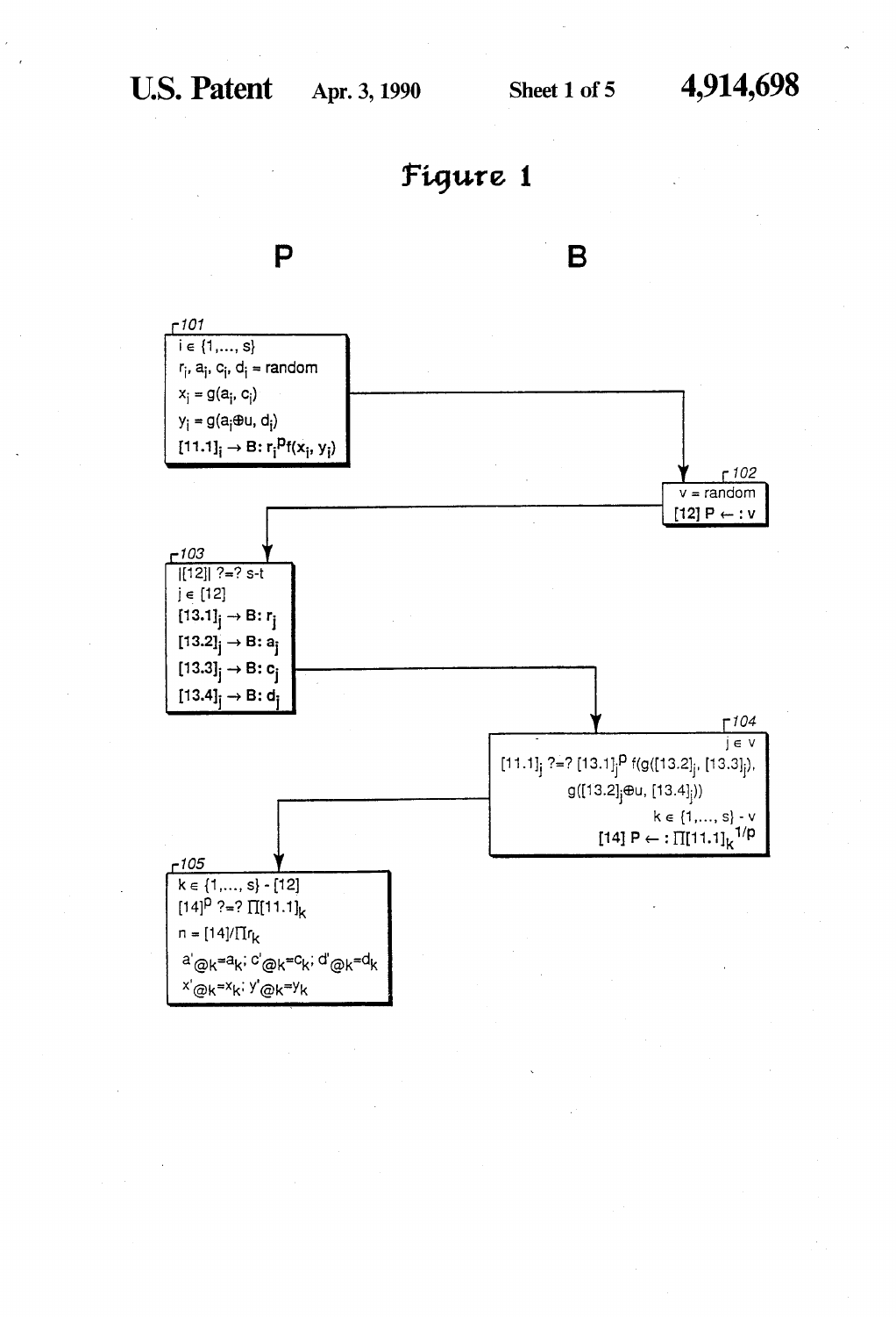# Figure 1

**P** **B**

**101**

$i \in \{1,\ldots,s\}$

$r_i, a_i, c_i, d_i$ = random

$x_i = g(a_i, c_i)$

$y_i = g(a_i \oplus u, d_i)$

$[11.1]_i \rightarrow B: r_i^p f(x_i, y_i)$

**102**

v = random

$[12]\ P \leftarrow : v$

**103**

$|[12]|\ ?{=}?\ s\text{-}t$

$j \in [12]$

$[13.1]_j \rightarrow B: r_j$

$[13.2]_j \rightarrow B: a_j$

$[13.3]_j \rightarrow B: c_j$

$[13.4]_j \rightarrow B: d_j$

**104**

$j \in v$

$[11.1]_j\ ?{=}?\ [13.1]_j^p f(g([13.2]_j, [13.3]_j), g([13.2]_j \oplus u, [13.4]_j))$

$k \in \{1,\ldots,s\} - v$

$[14]\ P \leftarrow : \Pi[11.1]_k^{1/p}$

**105**

$k \in \{1,\ldots,s\} - [12]$

$[14]^p\ ?{=}?\ \Pi[11.1]_k$

$n = [14]/\Pi r_k$

$a'@k{=}a_k;\ c'@k{=}c_k;\ d'@k{=}d_k$

$x'@k{=}x_k;\ y'@k{=}y_k$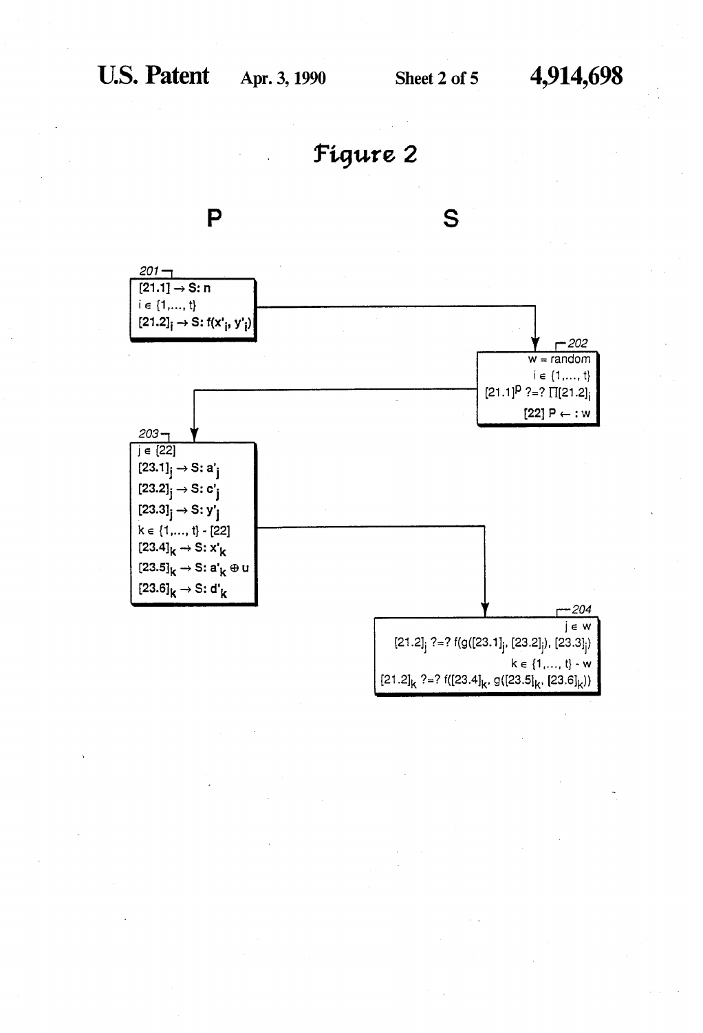# Figure 2

**P** **S**

201

$[21.1] \rightarrow S: n$

$i \in \{1, \ldots, t\}$

$[21.2]_i \rightarrow S: f(x'_i, y'_i)$

202

$w = \text{random}$

$i \in \{1, \ldots, t\}$

$[21.1]^p \;?{=}?\; \prod[21.2]_i$

$[22]\; P \leftarrow : w$

203

$j \in [22]$

$[23.1]_j \rightarrow S: a'_j$

$[23.2]_j \rightarrow S: c'_j$

$[23.3]_j \rightarrow S: y'_j$

$k \in \{1, \ldots, t\} - [22]$

$[23.4]_k \rightarrow S: x'_k$

$[23.5]_k \rightarrow S: a'_k \oplus u$

$[23.6]_k \rightarrow S: d'_k$

204

$j \in w$

$[21.2]_j \;?{=}?\; f(g([23.1]_j, [23.2]_j), [23.3]_j)$

$k \in \{1, \ldots, t\} - w$

$[21.2]_k \;?{=}?\; f([23.4]_k, g([23.5]_k, [23.6]_k))$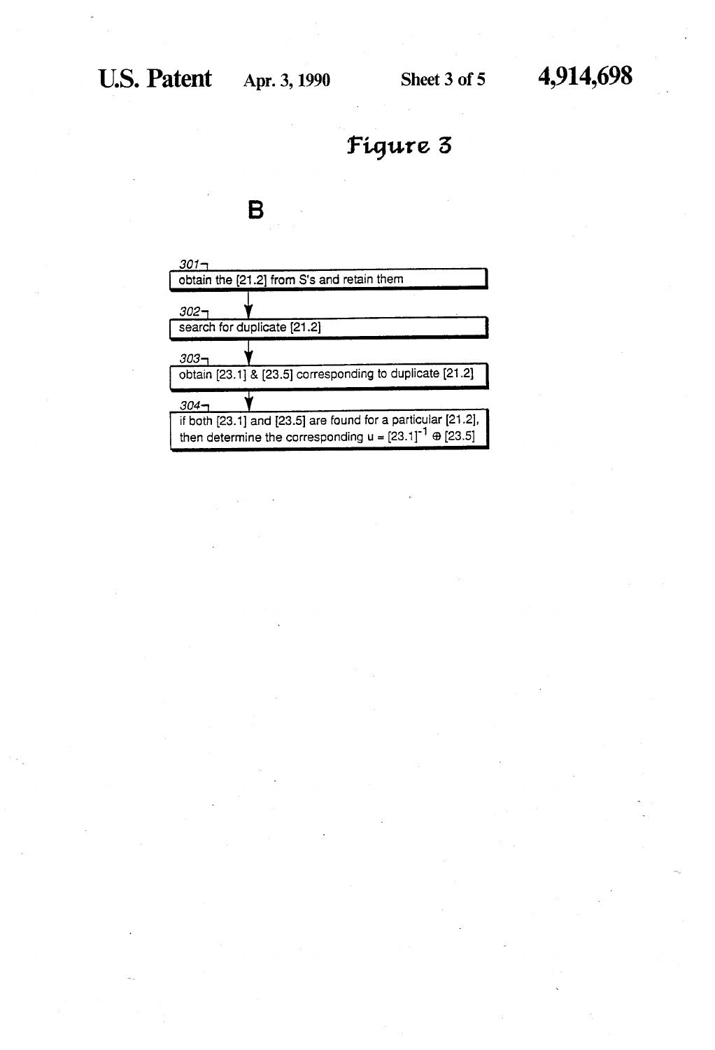# Figure 3

**B**

301 — obtain the [21.2] from S's and retain them

↓

302 — search for duplicate [21.2]

↓

303 — obtain [23.1] & [23.5] corresponding to duplicate [21.2]

↓

304 — if both [23.1] and [23.5] are found for a particular [21.2], then determine the corresponding $u = [23.1]^{-1} \oplus [23.5]$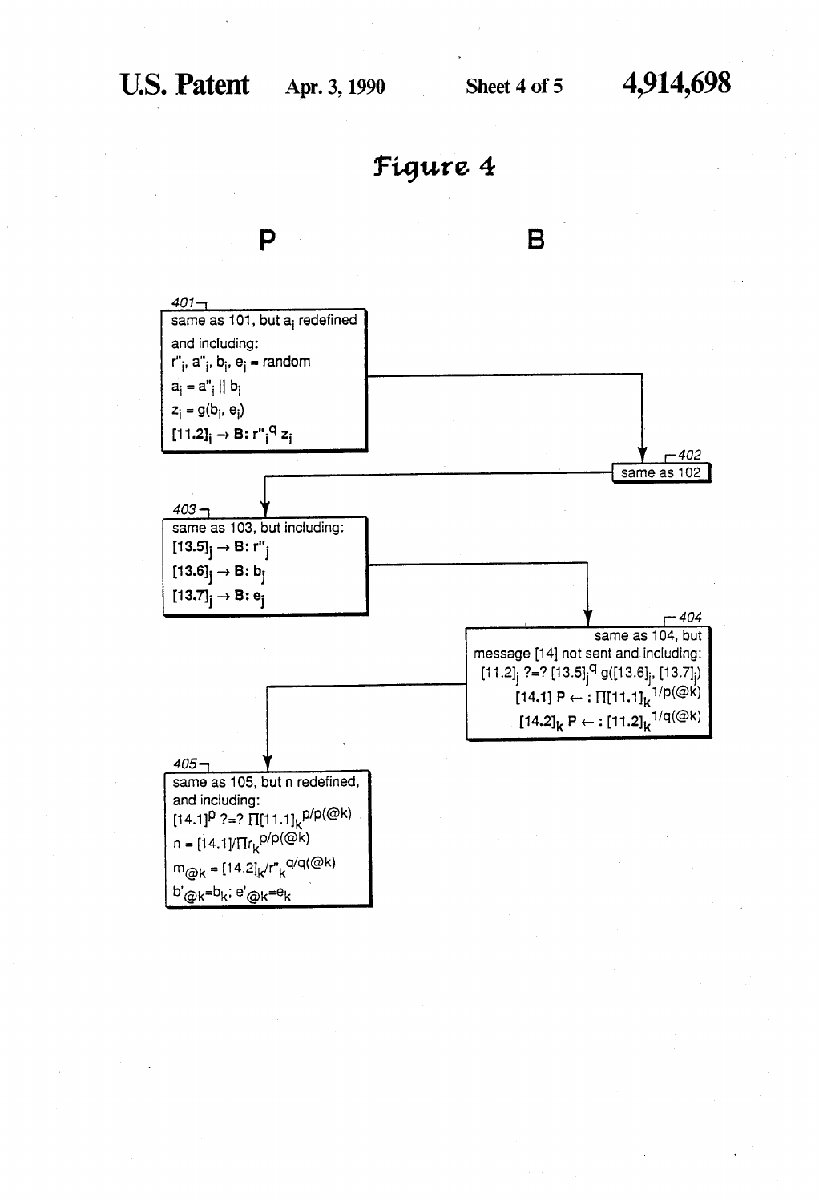# Figure 4

**P** **B**

**401**
same as 101, but $a_i$ redefined and including:
$r''_i, a''_i, b_i, e_i$ = random
$a_i = a''_i \,||\, b_i$
$z_i = g(b_i, e_i)$
$[11.2]_i \rightarrow B: r''^{\,q}_i \, z_i$

**402**
same as 102

**403**
same as 103, but including:
$[13.5]_j \rightarrow B: r''_j$
$[13.6]_j \rightarrow B: b_j$
$[13.7]_j \rightarrow B: e_j$

**404**
same as 104, but message [14] not sent and including:
$[11.2]_j \;?{=}?\; [13.5]_j^{\,q} \, g([13.6]_j, [13.7]_j)$
$[14.1] \; P \leftarrow : \prod [11.1]_k^{\,1/p(@k)}$
$[14.2]_k \; P \leftarrow : [11.2]_k^{\,1/q(@k)}$

**405**
same as 105, but n redefined, and including:
$[14.1]^p \;?{=}?\; \prod [11.1]_k^{\,p/p(@k)}$
$n = [14.1] / \prod r_k^{\,p/p(@k)}$
$m_{@k} = [14.2]_k / r''^{\,q/q(@k)}_k$
$b'_{@k} = b_k;\; e'_{@k} = e_k$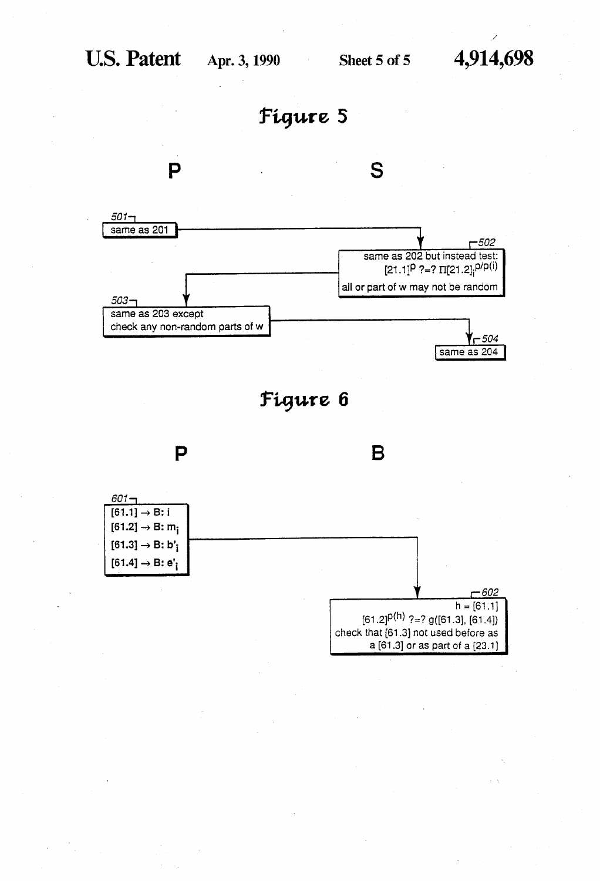# Figure 5

**P** &nbsp;&nbsp;&nbsp;&nbsp;&nbsp;&nbsp;&nbsp;&nbsp;&nbsp;&nbsp;&nbsp;&nbsp;&nbsp;&nbsp;&nbsp;&nbsp;&nbsp;&nbsp;&nbsp;&nbsp; **S**

501: same as 201

502: same as 202 but instead test: $[21.1]^p \; ?{=}? \; \Pi[21.2]_i^{p/p(i)}$
all or part of w may not be random

503: same as 203 except
check any non-random parts of w

504: same as 204

# Figure 6

**P** &nbsp;&nbsp;&nbsp;&nbsp;&nbsp;&nbsp;&nbsp;&nbsp;&nbsp;&nbsp;&nbsp;&nbsp;&nbsp;&nbsp;&nbsp;&nbsp;&nbsp;&nbsp;&nbsp;&nbsp; **B**

601:
[61.1] → B: $i$
[61.2] → B: $m_i$
[61.3] → B: $b'_i$
[61.4] → B: $e'_i$

602:
h = [61.1]
$[61.2]^{p(h)} \; ?{=}? \; g([61.3], [61.4])$
check that [61.3] not used before as a [61.3] or as part of a [23.1]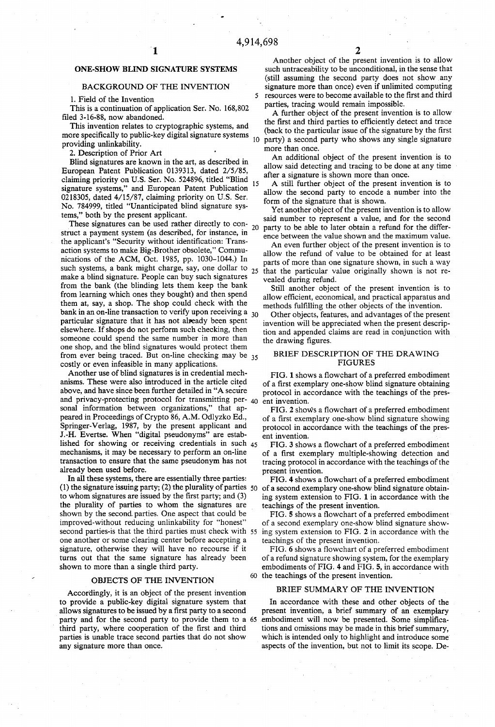# ONE-SHOW BLIND SIGNATURE SYSTEMS

## BACKGROUND OF THE INVENTION

### 1. Field of the Invention

This is a continuation of application Ser. No. 168,802 filed 3-16-88, now abandoned.

This invention relates to cryptographic systems, and more specifically to public-key digital signature systems providing unlinkability.

### 2. Description of Prior Art

Blind signatures are known in the art, as described in European Patent Publication 0139313, dated 2/5/85, claiming priority on U.S. Ser. No. 524896, titled "Blind signature systems," and European Patent Publication 0218305, dated 4/15/87, claiming priority on U.S. Ser. No. 784999, titled "Unanticipated blind signature systems," both by the present applicant.

These signatures can be used rather directly to construct a payment system (as described, for instance, in the applicant's "Security without identification: Transaction systems to make Big-Brother obsolete," Communications of the ACM, Oct. 1985, pp. 1030–1044.) In such systems, a bank might charge, say, one dollar to make a blind signature. People can buy such signatures from the bank (the blinding lets them keep the bank from learning which ones they bought) and then spend them at, say, a shop. The shop could check with the bank in an on-line transaction to verify upon receiving a particular signature that it has not already been spent elsewhere. If shops do not perform such checking, then someone could spend the same number in more than one shop, and the blind signatures would protect them from ever being traced. But on-line checking may be costly or even infeasible in many applications.

Another use of blind signatures is in credential mechanisms. These were also introduced in the article cited above, and have since been further detailed in "A secure and privacy-protecting protocol for transmitting personal information between organizations," that appeared in Proceedings of Crypto 86, A.M. Odlyzko Ed., Springer-Verlag, 1987, by the present applicant and J.-H. Evertse. When "digital pseudonyms" are established for showing or receiving credentials in such mechanisms, it may be necessary to perform an on-line transaction to ensure that the same pseudonym has not already been used before.

In all these systems, there are essentially three parties: (1) the signature issuing party; (2) the plurality of parties to whom signatures are issued by the first party; and (3) the plurality of parties to whom the signatures are shown by the second parties. One aspect that could be improved-without reducing unlinkability for "honest" second parties-is that the third parties must check with one another or some clearing center before accepting a signature, otherwise they will have no recourse if it turns out that the same signature has already been shown to more than a single third party.

## OBJECTS OF THE INVENTION

Accordingly, it is an object of the present invention to provide a public-key digital signature system that allows signatures to be issued by a first party to a second party and for the second party to provide them to a third party, where cooperation of the first and third parties is unable trace second parties that do not show any signature more than once.

Another object of the present invention is to allow such untraceability to be unconditional, in the sense that (still assuming the second party does not show any signature more than once) even if unlimited computing resources were to become available to the first and third parties, tracing would remain impossible.

A further object of the present invention is to allow the first and third parties to efficiently detect and trace (back to the particular issue of the signature by the first party) a second party who shows any single signature more than once.

An additional object of the present invention is to allow said detecting and tracing to be done at any time after a signature is shown more than once.

A still further object of the present invention is to allow the second party to encode a number into the form of the signature that is shown.

Yet another object of the present invention is to allow said number to represent a value, and for the second party to be able to later obtain a refund for the difference between the value shown and the maximum value.

An even further object of the present invention is to allow the refund of value to be obtained for at least parts of more than one signature shown, in such a way that the particular value originally shown is not revealed during refund.

Still another object of the present invention is to allow efficient, economical, and practical apparatus and methods fulfilling the other objects of the invention.

Other objects, features, and advantages of the present invention will be appreciated when the present description and appended claims are read in conjunction with the drawing figures.

## BRIEF DESCRIPTION OF THE DRAWING FIGURES

FIG. 1 shows a flowchart of a preferred embodiment of a first exemplary one-show blind signature obtaining protocol in accordance with the teachings of the present invention.

FIG. 2 shows a flowchart of a preferred embodiment of a first exemplary one-show blind signature showing protocol in accordance with the teachings of the present invention.

FIG. 3 shows a flowchart of a preferred embodiment of a first exemplary multiple-showing detection and tracing protocol in accordance with the teachings of the present invention.

FIG. 4 shows a flowchart of a preferred embodiment of a second exemplary one-show blind signature obtaining system extension to FIG. 1 in accordance with the teachings of the present invention.

FIG. 5 shows a flowchart of a preferred embodiment of a second exemplary one-show blind signature showing system extension to FIG. 2 in accordance with the teachings of the present invention.

FIG. 6 shows a flowchart of a preferred embodiment of a refund signature showing system, for the exemplary embodiments of FIG. 4 and FIG. 5, in accordance with the teachings of the present invention.

## BRIEF SUMMARY OF THE INVENTION

In accordance with these and other objects of the present invention, a brief summary of an exemplary embodiment will now be presented. Some simplifications and omissions may be made in this brief summary, which is intended only to highlight and introduce some aspects of the invention, but not to limit its scope. De-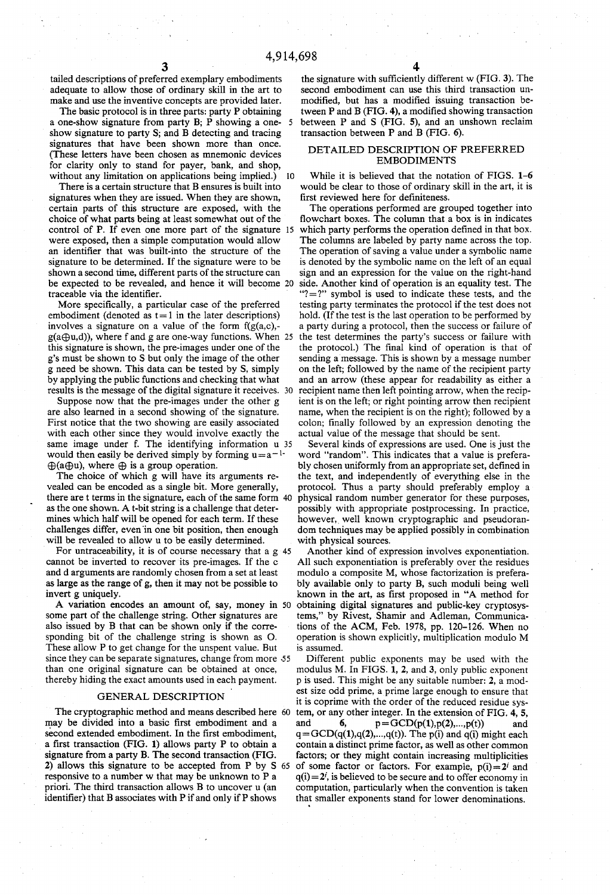tailed descriptions of preferred exemplary embodiments adequate to allow those of ordinary skill in the art to make and use the inventive concepts are provided later.

The basic protocol is in three parts: party P obtaining a one-show signature from party B; P showing a one-show signature to party S; and B detecting and tracing signatures that have been shown more than once. (These letters have been chosen as mnemonic devices for clarity only to stand for payer, bank, and shop, without any limitation on applications being implied.)

There is a certain structure that B ensures is built into signatures when they are issued. When they are shown, certain parts of this structure are exposed, with the choice of what parts being at least somewhat out of the control of P. If even one more part of the signature were exposed, then a simple computation would allow an identifier that was built-into the structure of the signature to be determined. If the signature were to be shown a second time, different parts of the structure can be expected to be revealed, and hence it will become traceable via the identifier.

More specifically, a particular case of the preferred embodiment (denoted as t=1 in the later descriptions) involves a signature on a value of the form $f(g(a,c), g(a \oplus u,d))$, where f and g are one-way functions. When this signature is shown, the pre-images under one of the g's must be shown to S but only the image of the other g need be shown. This data can be tested by S, simply by applying the public functions and checking that what results is the message of the digital signature it receives.

Suppose now that the pre-images under the other g are also learned in a second showing of the signature. First notice that the two showing are easily associated with each other since they would involve exactly the same image under f. The identifying information u would then easily be derived simply by forming $u=a^{-1} \oplus (a \oplus u)$, where $\oplus$ is a group operation.

The choice of which g will have its arguments revealed can be encoded as a single bit. More generally, there are t terms in the signature, each of the same form as the one shown. A t-bit string is a challenge that determines which half will be opened for each term. If these challenges differ, even in one bit position, then enough will be revealed to allow u to be easily determined.

For untraceability, it is of course necessary that a g cannot be inverted to recover its pre-images. If the c and d arguments are randomly chosen from a set at least as large as the range of g, then it may not be possible to invert g uniquely.

A variation encodes an amount of, say, money in some part of the challenge string. Other signatures are also issued by B that can be shown only if the corresponding bit of the challenge string is shown as O. These allow P to get change for the unspent value. But since they can be separate signatures, change from more than one original signature can be obtained at once, thereby hiding the exact amounts used in each payment.

## GENERAL DESCRIPTION

The cryptographic method and means described here may be divided into a basic first embodiment and a second extended embodiment. In the first embodiment, a first transaction (FIG. 1) allows party P to obtain a signature from a party B. The second transaction (FIG. 2) allows this signature to be accepted from P by S responsive to a number w that may be unknown to P a priori. The third transaction allows B to uncover u (an identifier) that B associates with P if and only if P shows the signature with sufficiently different w (FIG. 3). The second embodiment can use this third transaction unmodified, but has a modified issuing transaction between P and B (FIG. 4), a modified showing transaction between P and S (FIG. 5), and an unshown reclaim transaction between P and B (FIG. 6).

## DETAILED DESCRIPTION OF PREFERRED EMBODIMENTS

While it is believed that the notation of FIGS. 1-6 would be clear to those of ordinary skill in the art, it is first reviewed here for definiteness.

The operations performed are grouped together into flowchart boxes. The column that a box is in indicates which party performs the operation defined in that box. The columns are labeled by party name across the top. The operation of saving a value under a symbolic name is denoted by the symbolic name on the left of an equal sign and an expression for the value on the right-hand side. Another kind of operation is an equality test. The "?=?" symbol is used to indicate these tests, and the testing party terminates the protocol if the test does not hold. (If the test is the last operation to be performed by a party during a protocol, then the success or failure of the test determines the party's success or failure with the protocol.) The final kind of operation is that of sending a message. This is shown by a message number on the left; followed by the name of the recipient party and an arrow (these appear for readability as either a recipient name then left pointing arrow, when the recipient is on the left; or right pointing arrow then recipient name, when the recipient is on the right); followed by a colon; finally followed by an expression denoting the actual value of the message that should be sent.

Several kinds of expressions are used. One is just the word "random". This indicates that a value is preferably chosen uniformly from an appropriate set, defined in the text, and independently of everything else in the protocol. Thus a party should preferably employ a physical random number generator for these purposes, possibly with appropriate postprocessing. In practice, however, well known cryptographic and pseudorandom techniques may be applied possibly in combination with physical sources.

Another kind of expression involves exponentiation. All such exponentiation is preferably over the residues modulo a composite M, whose factorization is preferably available only to party B, such moduli being well known in the art, as first proposed in "A method for obtaining digital signatures and public-key cryptosystems," by Rivest, Shamir and Adleman, Communications of the ACM, Feb. 1978, pp. 120-126. When no operation is shown explicitly, multiplication modulo M is assumed.

Different public exponents may be used with the modulus M. In FIGS. 1, 2, and 3, only public exponent p is used. This might be any suitable number: 2, a modest size odd prime, a prime large enough to ensure that it is coprime with the order of the reduced residue system, or any other integer. In the extension of FIG. 4, 5, and 6, $p=GCD(p(1),p(2),\ldots,p(t))$ and $q=GCD(q(1),q(2),\ldots,q(t))$. The p(i) and q(i) might each contain a distinct prime factor, as well as other common factors; or they might contain increasing multiplicities of some factor or factors. For example, $p(i)=2^i$ and $q(i)=2^i$, is believed to be secure and to offer economy in computation, particularly when the convention is taken that smaller exponents stand for lower denominations.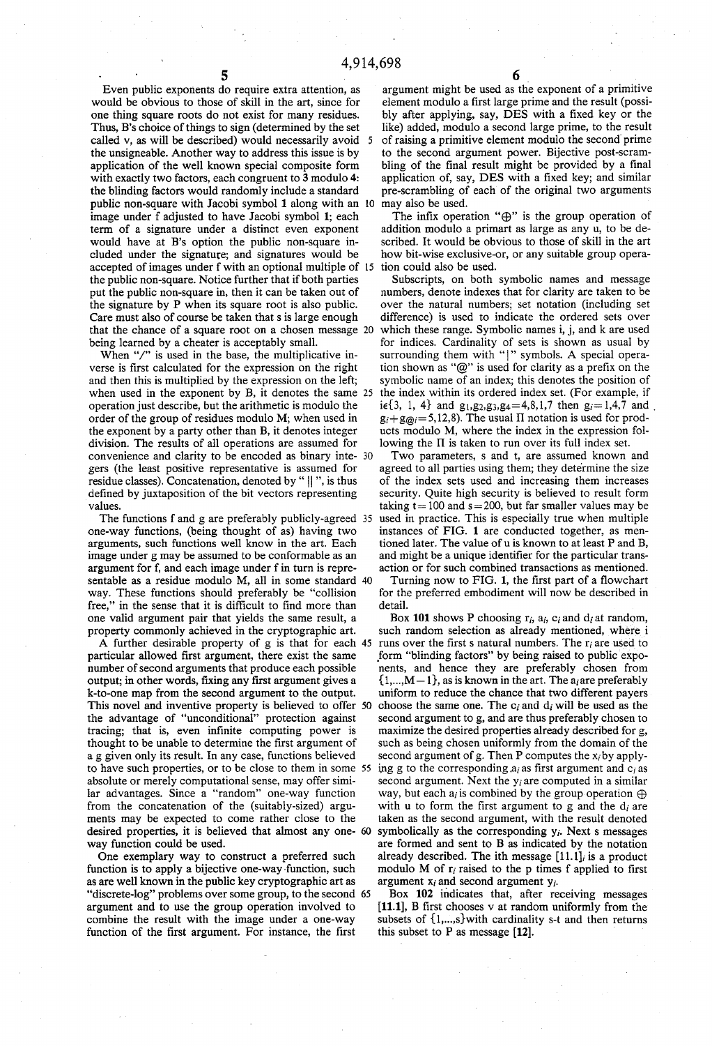Even public exponents do require extra attention, as would be obvious to those of skill in the art, since for one thing square roots do not exist for many residues. Thus, B's choice of things to sign (determined by the set called v, as will be described) would necessarily avoid the unsigneable. Another way to address this issue is by application of the well known special composite form with exactly two factors, each congruent to 3 modulo 4: the blinding factors would randomly include a standard public non-square with Jacobi symbol 1 along with an image under f adjusted to have Jacobi symbol 1; each term of a signature under a distinct even exponent would have at B's option the public non-square included under the signature; and signatures would be accepted of images under f with an optional multiple of the public non-square. Notice further that if both parties put the public non-square in, then it can be taken out of the signature by P when its square root is also public. Care must also of course be taken that s is large enough that the chance of a square root on a chosen message being learned by a cheater is acceptably small.

When "/" is used in the base, the multiplicative inverse is first calculated for the expression on the right and then this is multiplied by the expression on the left; when used in the exponent by B, it denotes the same operation just describe, but the arithmetic is modulo the order of the group of residues modulo M; when used in the exponent by a party other than B, it denotes integer division. The results of all operations are assumed for convenience and clarity to be encoded as binary integers (the least positive representative is assumed for residue classes). Concatenation, denoted by "||", is thus defined by juxtaposition of the bit vectors representing values.

The functions f and g are preferably publicly-agreed one-way functions, (being thought of as) having two arguments, such functions well know in the art. Each image under g may be assumed to be conformable as an argument for f, and each image under f in turn is representable as a residue modulo M, all in some standard way. These functions should preferably be "collision free," in the sense that it is difficult to find more than one valid argument pair that yields the same result, a property commonly achieved in the cryptographic art.

A further desirable property of g is that for each particular allowed first argument, there exist the same number of second arguments that produce each possible output; in other words, fixing any first argument gives a k-to-one map from the second argument to the output. This novel and inventive property is believed to offer the advantage of "unconditional" protection against tracing; that is, even infinite computing power is thought to be unable to determine the first argument of a g given only its result. In any case, functions believed to have such properties, or to be close to them in some absolute or merely computational sense, may offer similar advantages. Since a "random" one-way function from the concatenation of the (suitably-sized) arguments may be expected to come rather close to the desired properties, it is believed that almost any one-way function could be used.

One exemplary way to construct a preferred such function is to apply a bijective one-way function, such as are well known in the public key cryptographic art as "discrete-log" problems over some group, to the second argument and to use the group operation involved to combine the result with the image under a one-way function of the first argument. For instance, the first argument might be used as the exponent of a primitive element modulo a first large prime and the result (possibly after applying, say, DES with a fixed key or the like) added, modulo a second large prime, to the result of raising a primitive element modulo the second prime to the second argument power. Bijective post-scrambling of the final result might be provided by a final application of, say, DES with a fixed key; and similar pre-scrambling of each of the original two arguments may also be used.

The infix operation "$\oplus$" is the group operation of addition modulo a primart as large as any u, to be described. It would be obvious to those of skill in the art how bit-wise exclusive-or, or any suitable group operation could also be used.

Subscripts, on both symbolic names and message numbers, denote indexes that for clarity are taken to be over the natural numbers; set notation (including set difference) is used to indicate the ordered sets over which these range. Symbolic names i, j, and k are used for indices. Cardinality of sets is shown as usual by surrounding them with "|" symbols. A special operation shown as "@" is used for clarity as a prefix on the symbolic name of an index; this denotes the position of the index within its ordered index set. (For example, if $i \in \{3, 1, 4\}$ and $g_1, g_2, g_3, g_4 = 4,8,1,7$ then $g_i = 1,4,7$ and $g_i + g_{@i} = 5,12,8$). The usual $\Pi$ notation is used for products modulo M, where the index in the expression following the $\Pi$ is taken to run over its full index set.

Two parameters, s and t, are assumed known and agreed to all parties using them; they determine the size of the index sets used and increasing them increases security. Quite high security is believed to result form taking $t=100$ and $s=200$, but far smaller values may be used in practice. This is especially true when multiple instances of FIG. **1** are conducted together, as mentioned later. The value of u is known to at least P and B, and might be a unique identifier for the particular transaction or for such combined transactions as mentioned.

Turning now to FIG. **1**, the first part of a flowchart for the preferred embodiment will now be described in detail.

Box **101** shows P choosing $r_i$, $a_i$, $c_i$ and $d_i$ at random, such random selection as already mentioned, where i runs over the first s natural numbers. The $r_i$ are used to form "blinding factors" by being raised to public exponents, and hence they are preferably chosen from $\{1, \ldots, M-1\}$, as is known in the art. The $a_i$ are preferably uniform to reduce the chance that two different payers choose the same one. The $c_i$ and $d_i$ will be used as the second argument to g, and are thus preferably chosen to maximize the desired properties already described for g, such as being chosen uniformly from the domain of the second argument of g. Then P computes the $x_i$ by applying g to the corresponding $a_i$ as first argument and $c_i$ as second argument. Next the $y_i$ are computed in a similar way, but each $a_i$ is combined by the group operation $\oplus$ with u to form the first argument to g and the $d_i$ are taken as the second argument, with the result denoted symbolically as the corresponding $y_i$. Next s messages are formed and sent to B as indicated by the notation already described. The ith message $[11.1]_i$ is a product modulo M of $r_i$ raised to the p times f applied to first argument $x_i$ and second argument $y_i$.

Box **102** indicates that, after receiving messages **[11.1]**, B first chooses v at random uniformly from the subsets of $\{1, \ldots, s\}$ with cardinality s-t and then returns this subset to P as message **[12]**.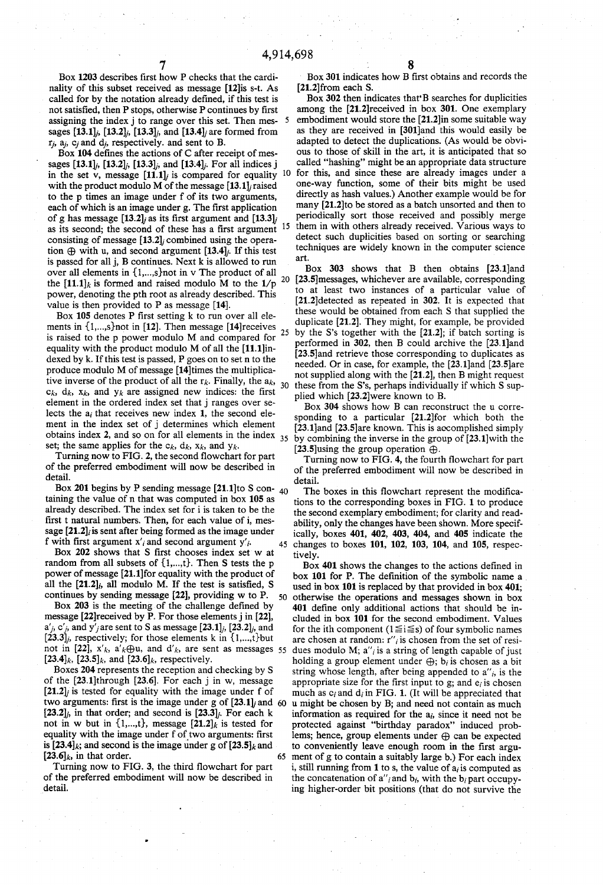Box 1203 describes first how P checks that the cardinality of this subset received as message [12]is s-t. As called for by the notation already defined, if this test is not satisfied, then P stops, otherwise P continues by first assigning the index j to range over this set. Then messages $[13.1]_j$, $[13.2]_j$, $[13.3]_j$, and $[13.4]_j$ are formed from $r_j$, $a_j$, $c_j$ and $d_j$, respectively. and sent to B.

Box 104 defines the actions of C after receipt of messages $[13.1]_j$, $[13.2]_j$, $[13.3]_j$, and $[13.4]_j$. For all indices j in the set v, message $[11.1]_j$ is compared for equality with the product modulo M of the message $[13.1]_j$ raised to the p times an image under f of its two arguments, each of which is an image under g. The first application of g has message $[13.2]_j$ as its first argument and $[13.3]_j$ as its second; the second of these has a first argument consisting of message $[13.2]_j$ combined using the operation $\oplus$ with u, and second argument $[13.4]_j$. If this test is passed for all j, B continues. Next k is allowed to run over all elements in $\{1,\ldots,s\}$not in v The product of all the $[11.1]_k$ is formed and raised modulo M to the 1/p power, denoting the pth root as already described. This value is then provided to P as message [14].

Box 105 denotes P first setting k to run over all elements in $\{1,\ldots,s\}$not in [12]. Then message [14]receives is raised to the p power modulo M and compared for equality with the product modulo M of all the [11.1]indexed by k. If this test is passed, P goes on to set n to the produce modulo M of message [14]times the multiplicative inverse of the product of all the $r_k$. Finally, the $a_k$, $c_k$, $d_k$, $x_k$, and $y_k$ are assigned new indices: the first element in the ordered index set that j ranges over selects the $a_i$ that receives new index 1, the second element in the index set of j determines which element obtains index 2, and so on for all elements in the index set; the same applies for the $c_k$, $d_k$, $x_k$, and $y_k$.

Turning now to FIG. 2, the second flowchart for part of the preferred embodiment will now be described in detail.

Box 201 begins by P sending message [21.1]to S containing the value of n that was computed in box 105 as already described. The index set for i is taken to be the first t natural numbers. Then, for each value of i, message $[21.2]_i$ is sent after being formed as the image under f with first argument $x'_i$ and second argument $y'_i$.

Box 202 shows that S first chooses index set w at random from all subsets of $\{1,\ldots,t\}$. Then S tests the p power of message [21.1]for equality with the product of all the $[21.2]_i$, all modulo M. If the test is satisfied, S continues by sending message [22], providing w to P.

Box 203 is the meeting of the challenge defined by message [22]received by P. For those elements j in [22], $a'_j$, $c'_j$, and $y'_j$ are sent to S as message $[23.1]_j$, $[23.2]_j$, and $[23.3]_j$, respectively; for those elements k in $\{1,\ldots,t\}$but not in [22], $x'_k$, $a'_k \oplus u$, and $d'_k$, are sent as messages $[23.4]_k$, $[23.5]_k$, and $[23.6]_k$, respectively.

Boxes 204 represents the reception and checking by S of the [23.1]through [23.6]. For each j in w, message $[21.2]_j$ is tested for equality with the image under f of two arguments: first is the image under g of $[23.1]_j$ and $[23.2]_j$, in that order; and second is $[23.3]_j$. For each k not in w but in $\{1,\ldots,t\}$, message $[21.2]_k$ is tested for equality with the image under f of two arguments: first is $[23.4]_k$; and second is the image under g of $[23.5]_k$ and $[23.6]_k$, in that order.

Turning now to FIG. 3, the third flowchart for part of the preferred embodiment will now be described in detail.

Box 301 indicates how B first obtains and records the [21.2]from each S.

Box 302 then indicates that B searches for duplicities among the [21.2]received in box 301. One exemplary embodiment would store the [21.2]in some suitable way as they are received in [301]and this would easily be adapted to detect the duplications. (As would be obvious to those of skill in the art, it is anticipated that so called "hashing" might be an appropriate data structure for this, and since these are already images under a one-way function, some of their bits might be used directly as hash values.) Another example would be for many [21.2]to be stored as a batch unsorted and then to periodically sort those received and possibly merge them in with others already received. Various ways to detect such duplicities based on sorting or searching techniques are widely known in the computer science art.

Box 303 shows that B then obtains [23.1]and [23.5]messages, whichever are available, corresponding to at least two instances of a particular value of [21.2]detected as repeated in 302. It is expected that these would be obtained from each S that supplied the duplicate [21.2]. They might, for example, be provided by the S's together with the [21.2]; if batch sorting is performed in 302, then B could archive the [23.1]and [23.5]and retrieve those corresponding to duplicates as needed. Or in case, for example, the [23.1]and [23.5]are not supplied along with the [21.2], then B might request these from the S's, perhaps individually if which S supplied which [23.2]were known to B.

Box 304 shows how B can reconstruct the u corresponding to a particular [21.2]for which both the [23.1]and [23.5]are known. This is accomplished simply by combining the inverse in the group of [23.1]with the [23.5]using the group operation $\oplus$.

Turning now to FIG. 4, the fourth flowchart for part of the preferred embodiment will now be described in detail.

The boxes in this flowchart represent the modifications to the corresponding boxes in FIG. 1 to produce the second exemplary embodiment; for clarity and readability, only the changes have been shown. More specifically, boxes 401, 402, 403, 404, and 405 indicate the changes to boxes 101, 102, 103, 104, and 105, respectively.

Box 401 shows the changes to the actions defined in box 101 for P. The definition of the symbolic name a used in box 101 is replaced by that provided in box 401; otherwise the operations and messages shown in box 401 define only additional actions that should be included in box 101 for the second embodiment. Values for the ith component ($1 \leq i \leq s$) of four symbolic names are chosen at random: $r''_i$ is chosen from the set of residues modulo M; $a''_i$ is a string of length capable of just holding a group element under $\oplus$; $b_i$ is chosen as a bit string whose length, after being appended to $a''_i$, is the appropriate size for the first input to g; and $e_i$ is chosen much as $c_i$ and $d_i$ in FIG. 1. (It will be appreciated that u might be chosen by B; and need not contain as much information as required for the $a_i$, since it need not be protected against "birthday paradox" induced problems; hence, group elements under $\oplus$ can be expected to conveniently leave enough room in the first argument of g to contain a suitably large b.) For each index i, still running from 1 to s, the value of $a_i$ is computed as the concatenation of $a''_i$ and $b_i$, with the $b_i$ part occupying higher-order bit positions (that do not survive the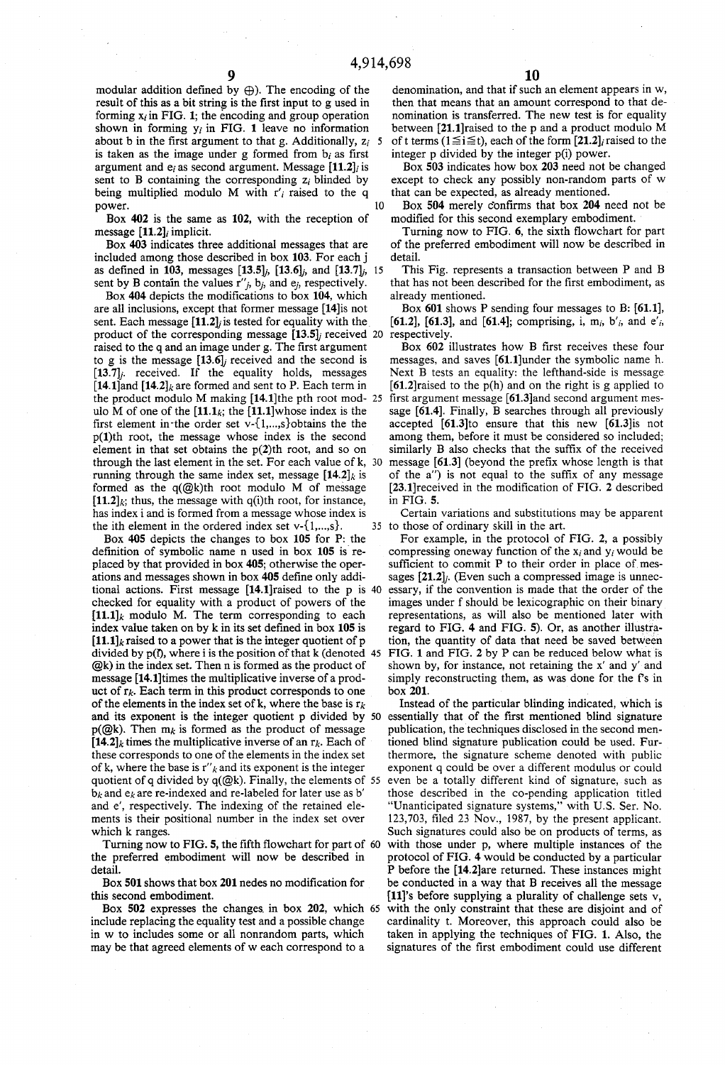modular addition defined by ⊕). The encoding of the result of this as a bit string is the first input to g used in forming $x_i$ in FIG. 1; the encoding and group operation shown in forming $y_i$ in FIG. 1 leave no information about b in the first argument to that g. Additionally, $z_i$ is taken as the image under g formed from $b_i$ as first argument and $e_i$ as second argument. Message [11.2]$_i$ is sent to B containing the corresponding $z_i$ blinded by being multiplied modulo M with $r'_i$ raised to the q power.

Box 402 is the same as 102, with the reception of message [11.2]$_i$ implicit.

Box 403 indicates three additional messages that are included among those described in box 103. For each j as defined in 103, messages [13.5]$_j$, [13.6]$_j$, and [13.7]$_j$, sent by B contain the values $r''_j$, $b_j$, and $e_j$, respectively.

Box 404 depicts the modifications to box 104, which are all inclusions, except that former message [14] is not sent. Each message [11.2]$_j$ is tested for equality with the product of the corresponding message [13.5]$_j$ received raised to the q and an image under g. The first argument to g is the message [13.6]$_j$ received and the second is [13.7]$_j$. received. If the equality holds, messages [14.1] and [14.2]$_k$ are formed and sent to P. Each term in the product modulo M making [14.1] the pth root modulo M of one of the [11.1$_k$; the [11.1] whose index is the first element in the order set v-{1,...,s} obtains the the p(1)th root, the message whose index is the second element in that set obtains the p(2)th root, and so on through the last element in the set. For each value of k, running through the same index set, message [14.2]$_k$ is formed as the q(@k)th root modulo M of message [11.2]$_k$; thus, the message with q(i)th root, for instance, has index i and is formed from a message whose index is the ith element in the ordered index set v-{1,...,s}.

Box 405 depicts the changes to box 105 for P: the definition of symbolic name n used in box 105 is replaced by that provided in box 405; otherwise the operations and messages shown in box 405 define only additional actions. First message [14.1] raised to the p is checked for equality with a product of powers of the [11.1]$_k$ modulo M. The term corresponding to each index value taken on by k in its set defined in box 105 is [11.1]$_k$ raised to a power that is the integer quotient of p divided by p(i), where i is the position of that k (denoted @k) in the index set. Then n is formed as the product of message [14.1] times the multiplicative inverse of a product of $r_k$. Each term in this product corresponds to one of the elements in the index set of k, where the base is $r_k$ and its exponent is the integer quotient p divided by p(@k). Then $m_k$ is formed as the product of message [14.2]$_k$ times the multiplicative inverse of an $r_k$. Each of these corresponds to one of the elements in the index set of k, where the base is $r''_k$ and its exponent is the integer quotient of q divided by q(@k). Finally, the elements of $b_k$ and $e_k$ are re-indexed and re-labeled for later use as b' and e', respectively. The indexing of the retained elements is their positional number in the index set over which k ranges.

Turning now to FIG. 5, the fifth flowchart for part of the preferred embodiment will now be described in detail.

Box 501 shows that box 201 nedes no modification for this second embodiment.

Box 502 expresses the changes in box 202, which include replacing the equality test and a possible change in w to includes some or all nonrandom parts, which may be that agreed elements of w each correspond to a denomination, and that if such an element appears in w, then that means that an amount correspond to that denomination is transferred. The new test is for equality between [21.1] raised to the p and a product modulo M of t terms ($1 \leq i \leq t$), each of the form [21.2]$_i$ raised to the integer p divided by the integer p(i) power.

Box 503 indicates how box 203 need not be changed except to check any possibly non-random parts of w that can be expected, as already mentioned.

Box 504 merely confirms that box 204 need not be modified for this second exemplary embodiment.

Turning now to FIG. 6, the sixth flowchart for part of the preferred embodiment will now be described in detail.

This Fig. represents a transaction between P and B that has not been described for the first embodiment, as already mentioned.

Box 601 shows P sending four messages to B: [61.1], [61.2], [61.3], and [61.4]; comprising, i, $m_i$, $b'_i$, and $e'_i$, respectively.

Box 602 illustrates how B first receives these four messages, and saves [61.1] under the symbolic name h. Next B tests an equality: the lefthand-side is message [61.2] raised to the p(h) and on the right is g applied to first argument message [61.3] and second argument message [61.4]. Finally, B searches through all previously accepted [61.3] to ensure that this new [61.3] is not among them, before it must be considered so included; similarly B also checks that the suffix of the received message [61.3] (beyond the prefix whose length is that of the a'') is not equal to the suffix of any message [23.1] received in the modification of FIG. 2 described in FIG. 5.

Certain variations and substitutions may be apparent to those of ordinary skill in the art.

For example, in the protocol of FIG. 2, a possibly compressing oneway function of the $x_i$ and $y_i$ would be sufficient to commit P to their order in place of messages [21.2]$_j$. (Even such a compressed image is unnecessary, if the convention is made that the order of the images under f should be lexicographic on their binary representations, as will also be mentioned later with regard to FIG. 4 and FIG. 5). Or, as another illustration, the quantity of data that need be saved between FIG. 1 and FIG. 2 by P can be reduced below what is shown by, for instance, not retaining the x' and y' and simply reconstructing them, as was done for the f's in box 201.

Instead of the particular blinding indicated, which is essentially that of the first mentioned blind signature publication, the techniques disclosed in the second mentioned blind signature publication could be used. Furthermore, the signature scheme denoted with public exponent q could be over a different modulus or could even be a totally different kind of signature, such as those described in the co-pending application titled "Unanticipated signature systems," with U.S. Ser. No. 123,703, filed 23 Nov., 1987, by the present applicant. Such signatures could also be on products of terms, as with those under p, where multiple instances of the protocol of FIG. 4 would be conducted by a particular P before the [14.2] are returned. These instances might be conducted in a way that B receives all the message [11]'s before supplying a plurality of challenge sets v, with the only constraint that these are disjoint and of cardinality t. Moreover, this approach could also be taken in applying the techniques of FIG. 1. Also, the signatures of the first embodiment could use different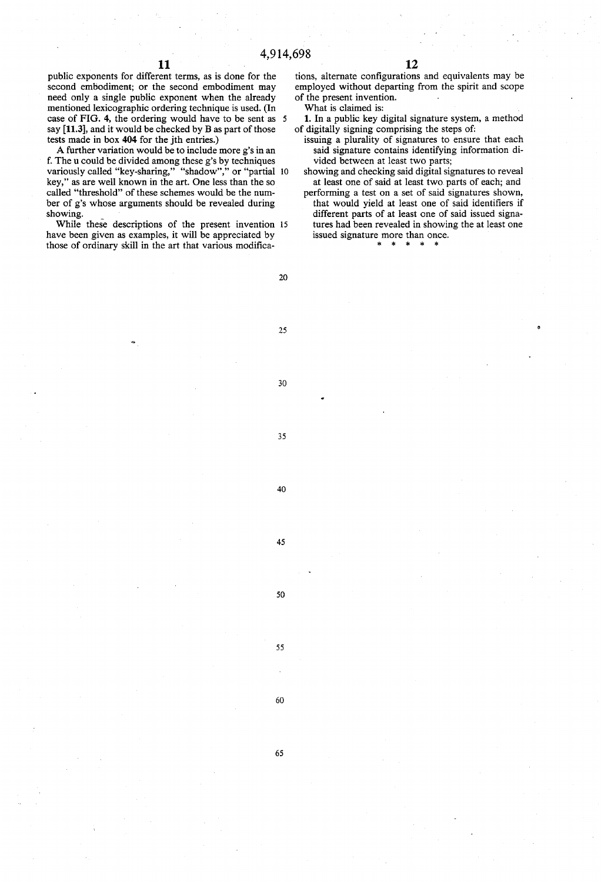public exponents for different terms, as is done for the second embodiment; or the second embodiment may need only a single public exponent when the already mentioned lexicographic ordering technique is used. (In case of **FIG. 4**, the ordering would have to be sent as say **[11.3]**, and it would be checked by B as part of those tests made in box **404** for the jth entries.)

A further variation would be to include more g's in an f. The u could be divided among these g's by techniques variously called "key-sharing," "shadow"," or "partial key," as are well known in the art. One less than the so called "threshold" of these schemes would be the number of g's whose arguments should be revealed during showing.

While these descriptions of the present invention have been given as examples, it will be appreciated by those of ordinary skill in the art that various modifications, alternate configurations and equivalents may be employed without departing from the spirit and scope of the present invention.

What is claimed is:

**1.** In a public key digital signature system, a method of digitally signing comprising the steps of:

issuing a plurality of signatures to ensure that each said signature contains identifying information divided between at least two parts;

showing and checking said digital signatures to reveal at least one of said at least two parts of each; and

performing a test on a set of said signatures shown, that would yield at least one of said identifiers if different parts of at least one of said issued signatures had been revealed in showing the at least one issued signature more than once.

* * * * *